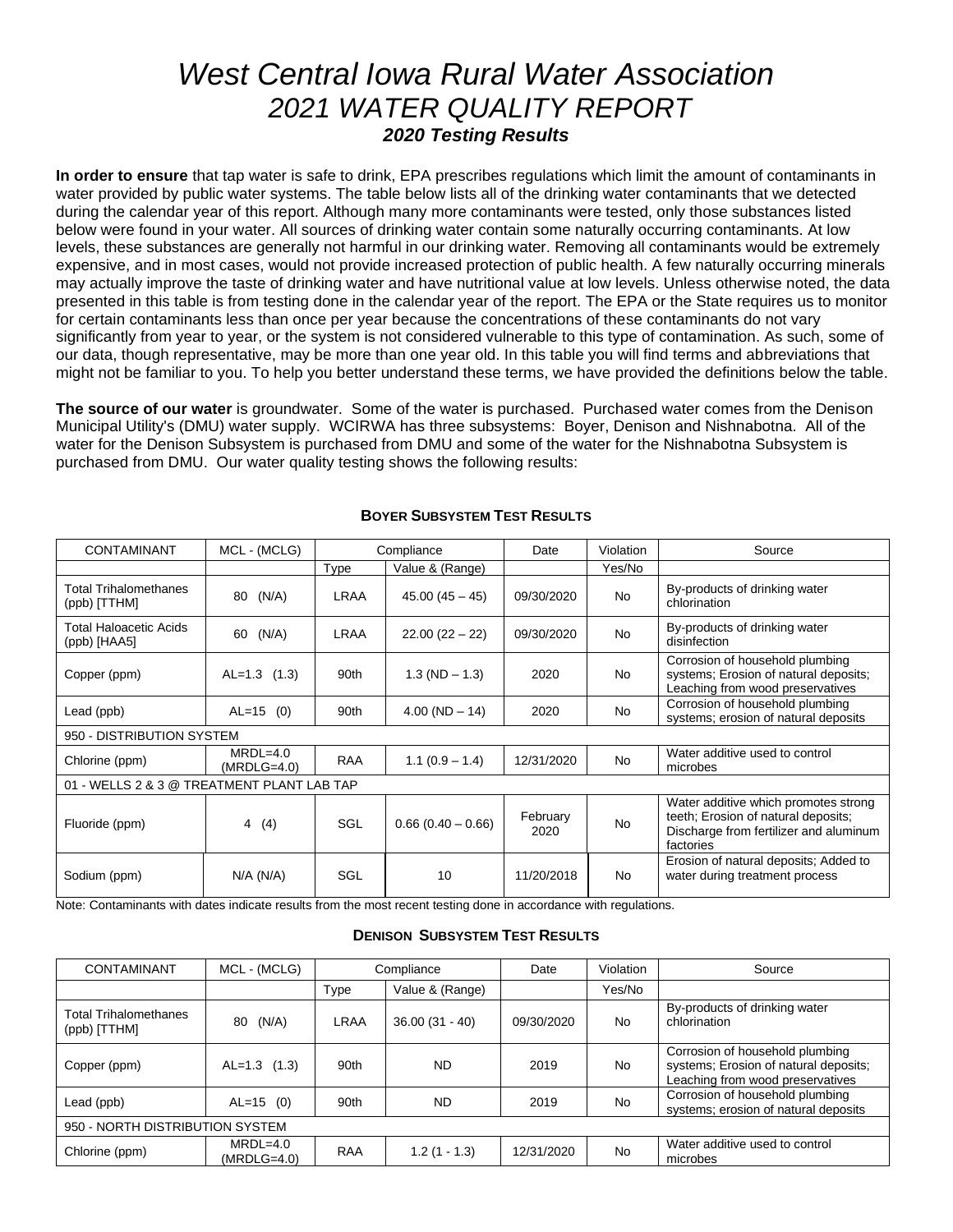# *West Central Iowa Rural Water Association*

## *2021 WATER QUALITY REPORT*

### ***2020 Testing Results***

**In order to ensure** that tap water is safe to drink, EPA prescribes regulations which limit the amount of contaminants in water provided by public water systems. The table below lists all of the drinking water contaminants that we detected during the calendar year of this report. Although many more contaminants were tested, only those substances listed below were found in your water. All sources of drinking water contain some naturally occurring contaminants. At low levels, these substances are generally not harmful in our drinking water. Removing all contaminants would be extremely expensive, and in most cases, would not provide increased protection of public health. A few naturally occurring minerals may actually improve the taste of drinking water and have nutritional value at low levels. Unless otherwise noted, the data presented in this table is from testing done in the calendar year of the report. The EPA or the State requires us to monitor for certain contaminants less than once per year because the concentrations of these contaminants do not vary significantly from year to year, or the system is not considered vulnerable to this type of contamination. As such, some of our data, though representative, may be more than one year old. In this table you will find terms and abbreviations that might not be familiar to you. To help you better understand these terms, we have provided the definitions below the table.

**The source of our water** is groundwater. Some of the water is purchased. Purchased water comes from the Denison Municipal Utility's (DMU) water supply. WCIRWA has three subsystems: Boyer, Denison and Nishnabotna. All of the water for the Denison Subsystem is purchased from DMU and some of the water for the Nishnabotna Subsystem is purchased from DMU. Our water quality testing shows the following results:

**BOYER SUBSYSTEM TEST RESULTS**

| CONTAMINANT | MCL - (MCLG) | Compliance | | Date | Violation | Source |
|---|---|---|---|---|---|---|
| | | Type | Value & (Range) | | Yes/No | |
| Total Trihalomethanes (ppb) [TTHM] | 80 (N/A) | LRAA | 45.00 (45 – 45) | 09/30/2020 | No | By-products of drinking water chlorination |
| Total Haloacetic Acids (ppb) [HAA5] | 60 (N/A) | LRAA | 22.00 (22 – 22) | 09/30/2020 | No | By-products of drinking water disinfection |
| Copper (ppm) | AL=1.3 (1.3) | 90th | 1.3 (ND – 1.3) | 2020 | No | Corrosion of household plumbing systems; Erosion of natural deposits; Leaching from wood preservatives |
| Lead (ppb) | AL=15 (0) | 90th | 4.00 (ND – 14) | 2020 | No | Corrosion of household plumbing systems; erosion of natural deposits |
| 950 - DISTRIBUTION SYSTEM | | | | | | |
| Chlorine (ppm) | MRDL=4.0 (MRDLG=4.0) | RAA | 1.1 (0.9 – 1.4) | 12/31/2020 | No | Water additive used to control microbes |
| 01 - WELLS 2 & 3 @ TREATMENT PLANT LAB TAP | | | | | | |
| Fluoride (ppm) | 4 (4) | SGL | 0.66 (0.40 – 0.66) | February 2020 | No | Water additive which promotes strong teeth; Erosion of natural deposits; Discharge from fertilizer and aluminum factories |
| Sodium (ppm) | N/A (N/A) | SGL | 10 | 11/20/2018 | No | Erosion of natural deposits; Added to water during treatment process |

Note: Contaminants with dates indicate results from the most recent testing done in accordance with regulations.

**DENISON SUBSYSTEM TEST RESULTS**

| CONTAMINANT | MCL - (MCLG) | Compliance | | Date | Violation | Source |
|---|---|---|---|---|---|---|
| | | Type | Value & (Range) | | Yes/No | |
| Total Trihalomethanes (ppb) [TTHM] | 80 (N/A) | LRAA | 36.00 (31 - 40) | 09/30/2020 | No | By-products of drinking water chlorination |
| Copper (ppm) | AL=1.3 (1.3) | 90th | ND | 2019 | No | Corrosion of household plumbing systems; Erosion of natural deposits; Leaching from wood preservatives |
| Lead (ppb) | AL=15 (0) | 90th | ND | 2019 | No | Corrosion of household plumbing systems; erosion of natural deposits |
| 950 - NORTH DISTRIBUTION SYSTEM | | | | | | |
| Chlorine (ppm) | MRDL=4.0 (MRDLG=4.0) | RAA | 1.2 (1 - 1.3) | 12/31/2020 | No | Water additive used to control microbes |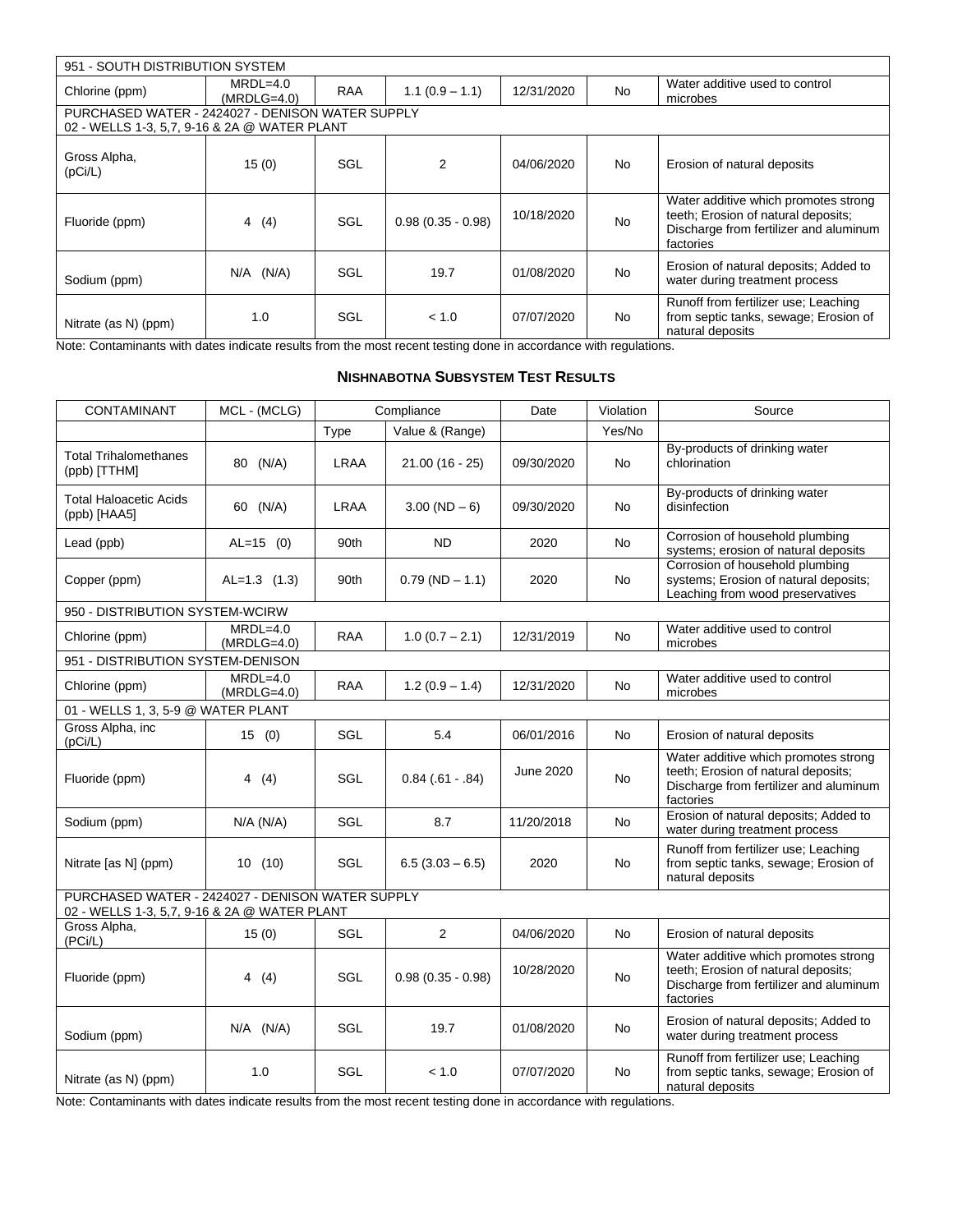| 951 - SOUTH DISTRIBUTION SYSTEM | | | | | | |
|---|---|---|---|---|---|---|
| Chlorine (ppm) | MRDL=4.0 (MRDLG=4.0) | RAA | 1.1 (0.9 – 1.1) | 12/31/2020 | No | Water additive used to control microbes |
| PURCHASED WATER - 2424027 - DENISON WATER SUPPLY 02 - WELLS 1-3, 5,7, 9-16 & 2A @ WATER PLANT | | | | | | |
| Gross Alpha, (pCi/L) | 15 (0) | SGL | 2 | 04/06/2020 | No | Erosion of natural deposits |
| Fluoride (ppm) | 4 (4) | SGL | 0.98 (0.35 - 0.98) | 10/18/2020 | No | Water additive which promotes strong teeth; Erosion of natural deposits; Discharge from fertilizer and aluminum factories |
| Sodium (ppm) | N/A (N/A) | SGL | 19.7 | 01/08/2020 | No | Erosion of natural deposits; Added to water during treatment process |
| Nitrate (as N) (ppm) | 1.0 | SGL | < 1.0 | 07/07/2020 | No | Runoff from fertilizer use; Leaching from septic tanks, sewage; Erosion of natural deposits |

Note: Contaminants with dates indicate results from the most recent testing done in accordance with regulations.

### Nishnabotna Subsystem Test Results

| CONTAMINANT | MCL - (MCLG) | Compliance | | Date | Violation | Source |
|---|---|---|---|---|---|---|
| | | Type | Value & (Range) | | Yes/No | |
| Total Trihalomethanes (ppb) [TTHM] | 80 (N/A) | LRAA | 21.00 (16 - 25) | 09/30/2020 | No | By-products of drinking water chlorination |
| Total Haloacetic Acids (ppb) [HAA5] | 60 (N/A) | LRAA | 3.00 (ND – 6) | 09/30/2020 | No | By-products of drinking water disinfection |
| Lead (ppb) | AL=15 (0) | 90th | ND | 2020 | No | Corrosion of household plumbing systems; erosion of natural deposits |
| Copper (ppm) | AL=1.3 (1.3) | 90th | 0.79 (ND – 1.1) | 2020 | No | Corrosion of household plumbing systems; Erosion of natural deposits; Leaching from wood preservatives |
| 950 - DISTRIBUTION SYSTEM-WCIRW | | | | | | |
| Chlorine (ppm) | MRDL=4.0 (MRDLG=4.0) | RAA | 1.0 (0.7 – 2.1) | 12/31/2019 | No | Water additive used to control microbes |
| 951 - DISTRIBUTION SYSTEM-DENISON | | | | | | |
| Chlorine (ppm) | MRDL=4.0 (MRDLG=4.0) | RAA | 1.2 (0.9 – 1.4) | 12/31/2020 | No | Water additive used to control microbes |
| 01 - WELLS 1, 3, 5-9 @ WATER PLANT | | | | | | |
| Gross Alpha, inc (pCi/L) | 15 (0) | SGL | 5.4 | 06/01/2016 | No | Erosion of natural deposits |
| Fluoride (ppm) | 4 (4) | SGL | 0.84 (.61 - .84) | June 2020 | No | Water additive which promotes strong teeth; Erosion of natural deposits; Discharge from fertilizer and aluminum factories |
| Sodium (ppm) | N/A (N/A) | SGL | 8.7 | 11/20/2018 | No | Erosion of natural deposits; Added to water during treatment process |
| Nitrate [as N] (ppm) | 10 (10) | SGL | 6.5 (3.03 – 6.5) | 2020 | No | Runoff from fertilizer use; Leaching from septic tanks, sewage; Erosion of natural deposits |
| PURCHASED WATER - 2424027 - DENISON WATER SUPPLY 02 - WELLS 1-3, 5,7, 9-16 & 2A @ WATER PLANT | | | | | | |
| Gross Alpha, (PCi/L) | 15 (0) | SGL | 2 | 04/06/2020 | No | Erosion of natural deposits |
| Fluoride (ppm) | 4 (4) | SGL | 0.98 (0.35 - 0.98) | 10/28/2020 | No | Water additive which promotes strong teeth; Erosion of natural deposits; Discharge from fertilizer and aluminum factories |
| Sodium (ppm) | N/A (N/A) | SGL | 19.7 | 01/08/2020 | No | Erosion of natural deposits; Added to water during treatment process |
| Nitrate (as N) (ppm) | 1.0 | SGL | < 1.0 | 07/07/2020 | No | Runoff from fertilizer use; Leaching from septic tanks, sewage; Erosion of natural deposits |

Note: Contaminants with dates indicate results from the most recent testing done in accordance with regulations.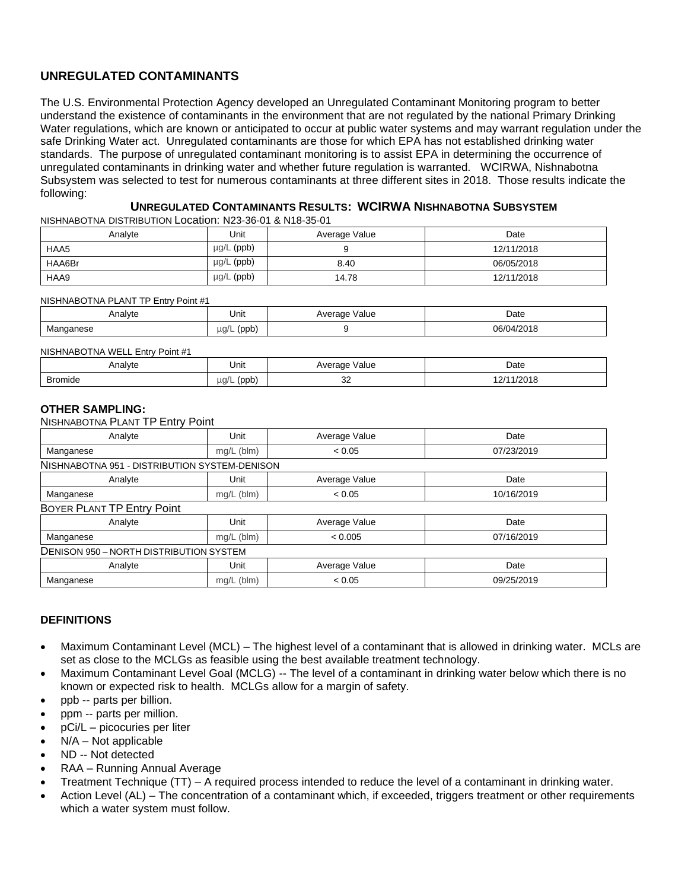## UNREGULATED CONTAMINANTS

The U.S. Environmental Protection Agency developed an Unregulated Contaminant Monitoring program to better understand the existence of contaminants in the environment that are not regulated by the national Primary Drinking Water regulations, which are known or anticipated to occur at public water systems and may warrant regulation under the safe Drinking Water act. Unregulated contaminants are those for which EPA has not established drinking water standards. The purpose of unregulated contaminant monitoring is to assist EPA in determining the occurrence of unregulated contaminants in drinking water and whether future regulation is warranted. WCIRWA, Nishnabotna Subsystem was selected to test for numerous contaminants at three different sites in 2018. Those results indicate the following:

### UNREGULATED CONTAMINANTS RESULTS: WCIRWA NISHNABOTNA SUBSYSTEM

NISHNABOTNA DISTRIBUTION Location: N23-36-01 & N18-35-01

| Analyte | Unit | Average Value | Date |
|---|---|---|---|
| HAA5 | µg/L (ppb) | 9 | 12/11/2018 |
| HAA6Br | µg/L (ppb) | 8.40 | 06/05/2018 |
| HAA9 | µg/L (ppb) | 14.78 | 12/11/2018 |

NISHNABOTNA PLANT TP Entry Point #1

| Analyte | Unit | Average Value | Date |
|---|---|---|---|
| Manganese | µg/L (ppb) | 9 | 06/04/2018 |

NISHNABOTNA WELL Entry Point #1

| Analyte | Unit | Average Value | Date |
|---|---|---|---|
| Bromide | µg/L (ppb) | 32 | 12/11/2018 |

### OTHER SAMPLING:

NISHNABOTNA PLANT TP Entry Point

| Analyte | Unit | Average Value | Date |
|---|---|---|---|
| Manganese | mg/L (blm) | < 0.05 | 07/23/2019 |

NISHNABOTNA 951 - DISTRIBUTION SYSTEM-DENISON

| Analyte | Unit | Average Value | Date |
|---|---|---|---|
| Manganese | mg/L (blm) | < 0.05 | 10/16/2019 |

BOYER PLANT TP Entry Point

| Analyte | Unit | Average Value | Date |
|---|---|---|---|
| Manganese | mg/L (blm) | < 0.005 | 07/16/2019 |

DENISON 950 – NORTH DISTRIBUTION SYSTEM

| Analyte | Unit | Average Value | Date |
|---|---|---|---|
| Manganese | mg/L (blm) | < 0.05 | 09/25/2019 |

### DEFINITIONS

- Maximum Contaminant Level (MCL) – The highest level of a contaminant that is allowed in drinking water. MCLs are set as close to the MCLGs as feasible using the best available treatment technology.
- Maximum Contaminant Level Goal (MCLG) -- The level of a contaminant in drinking water below which there is no known or expected risk to health. MCLGs allow for a margin of safety.
- ppb -- parts per billion.
- ppm -- parts per million.
- pCi/L – picocuries per liter
- N/A – Not applicable
- ND -- Not detected
- RAA – Running Annual Average
- Treatment Technique (TT) – A required process intended to reduce the level of a contaminant in drinking water.
- Action Level (AL) – The concentration of a contaminant which, if exceeded, triggers treatment or other requirements which a water system must follow.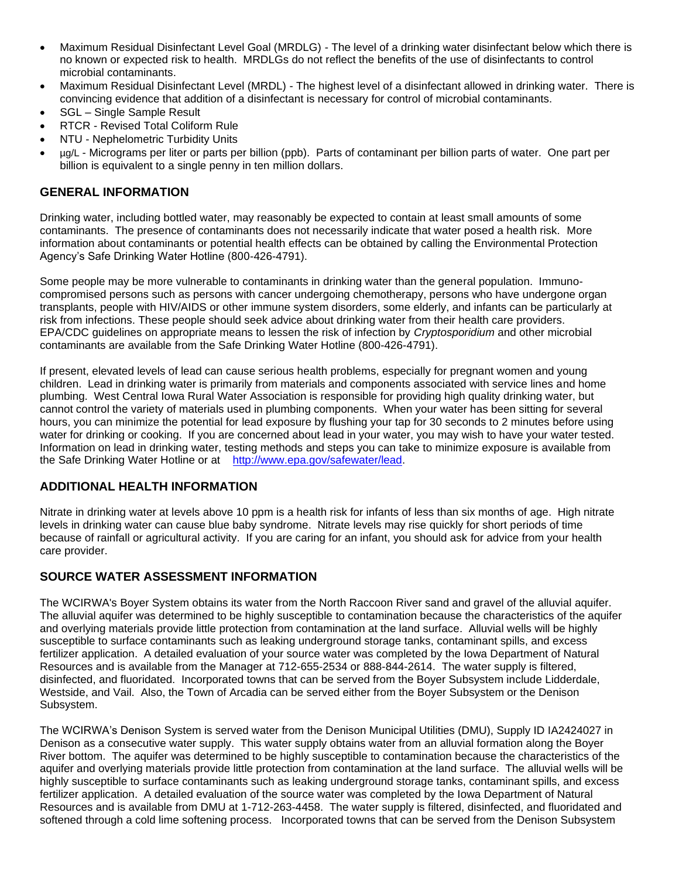- Maximum Residual Disinfectant Level Goal (MRDLG) - The level of a drinking water disinfectant below which there is no known or expected risk to health. MRDLGs do not reflect the benefits of the use of disinfectants to control microbial contaminants.
- Maximum Residual Disinfectant Level (MRDL) - The highest level of a disinfectant allowed in drinking water. There is convincing evidence that addition of a disinfectant is necessary for control of microbial contaminants.
- SGL – Single Sample Result
- RTCR - Revised Total Coliform Rule
- NTU - Nephelometric Turbidity Units
- µg/L - Micrograms per liter or parts per billion (ppb). Parts of contaminant per billion parts of water. One part per billion is equivalent to a single penny in ten million dollars.

## GENERAL INFORMATION

Drinking water, including bottled water, may reasonably be expected to contain at least small amounts of some contaminants. The presence of contaminants does not necessarily indicate that water posed a health risk. More information about contaminants or potential health effects can be obtained by calling the Environmental Protection Agency's Safe Drinking Water Hotline (800-426-4791).

Some people may be more vulnerable to contaminants in drinking water than the general population. Immuno-compromised persons such as persons with cancer undergoing chemotherapy, persons who have undergone organ transplants, people with HIV/AIDS or other immune system disorders, some elderly, and infants can be particularly at risk from infections. These people should seek advice about drinking water from their health care providers. EPA/CDC guidelines on appropriate means to lessen the risk of infection by *Cryptosporidium* and other microbial contaminants are available from the Safe Drinking Water Hotline (800-426-4791).

If present, elevated levels of lead can cause serious health problems, especially for pregnant women and young children. Lead in drinking water is primarily from materials and components associated with service lines and home plumbing. West Central Iowa Rural Water Association is responsible for providing high quality drinking water, but cannot control the variety of materials used in plumbing components. When your water has been sitting for several hours, you can minimize the potential for lead exposure by flushing your tap for 30 seconds to 2 minutes before using water for drinking or cooking. If you are concerned about lead in your water, you may wish to have your water tested. Information on lead in drinking water, testing methods and steps you can take to minimize exposure is available from the Safe Drinking Water Hotline or at http://www.epa.gov/safewater/lead.

## ADDITIONAL HEALTH INFORMATION

Nitrate in drinking water at levels above 10 ppm is a health risk for infants of less than six months of age. High nitrate levels in drinking water can cause blue baby syndrome. Nitrate levels may rise quickly for short periods of time because of rainfall or agricultural activity. If you are caring for an infant, you should ask for advice from your health care provider.

## SOURCE WATER ASSESSMENT INFORMATION

The WCIRWA's Boyer System obtains its water from the North Raccoon River sand and gravel of the alluvial aquifer. The alluvial aquifer was determined to be highly susceptible to contamination because the characteristics of the aquifer and overlying materials provide little protection from contamination at the land surface. Alluvial wells will be highly susceptible to surface contaminants such as leaking underground storage tanks, contaminant spills, and excess fertilizer application. A detailed evaluation of your source water was completed by the Iowa Department of Natural Resources and is available from the Manager at 712-655-2534 or 888-844-2614. The water supply is filtered, disinfected, and fluoridated. Incorporated towns that can be served from the Boyer Subsystem include Lidderdale, Westside, and Vail. Also, the Town of Arcadia can be served either from the Boyer Subsystem or the Denison Subsystem.

The WCIRWA's Denison System is served water from the Denison Municipal Utilities (DMU), Supply ID IA2424027 in Denison as a consecutive water supply. This water supply obtains water from an alluvial formation along the Boyer River bottom. The aquifer was determined to be highly susceptible to contamination because the characteristics of the aquifer and overlying materials provide little protection from contamination at the land surface. The alluvial wells will be highly susceptible to surface contaminants such as leaking underground storage tanks, contaminant spills, and excess fertilizer application. A detailed evaluation of the source water was completed by the Iowa Department of Natural Resources and is available from DMU at 1-712-263-4458. The water supply is filtered, disinfected, and fluoridated and softened through a cold lime softening process. Incorporated towns that can be served from the Denison Subsystem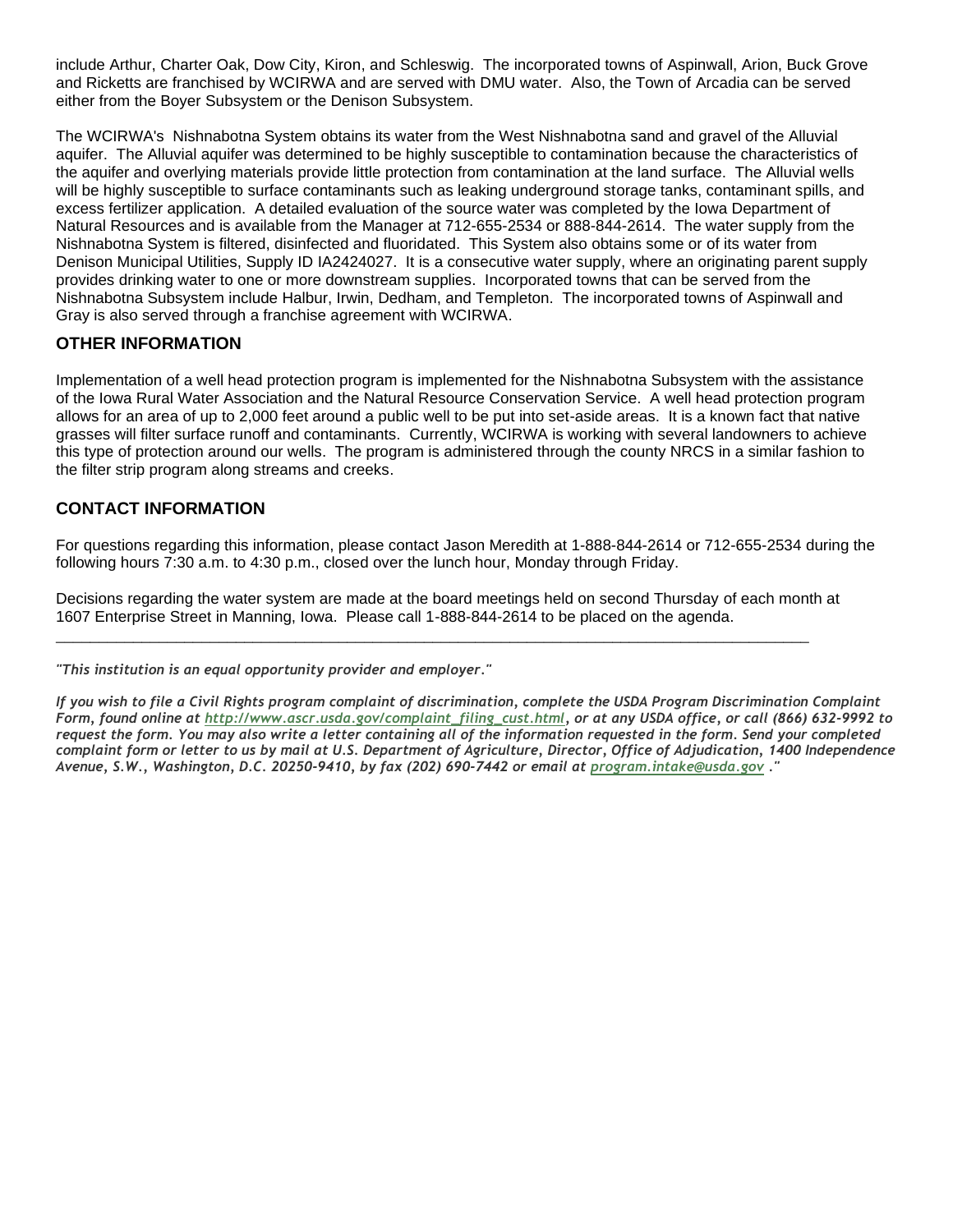include Arthur, Charter Oak, Dow City, Kiron, and Schleswig. The incorporated towns of Aspinwall, Arion, Buck Grove and Ricketts are franchised by WCIRWA and are served with DMU water. Also, the Town of Arcadia can be served either from the Boyer Subsystem or the Denison Subsystem.

The WCIRWA's Nishnabotna System obtains its water from the West Nishnabotna sand and gravel of the Alluvial aquifer. The Alluvial aquifer was determined to be highly susceptible to contamination because the characteristics of the aquifer and overlying materials provide little protection from contamination at the land surface. The Alluvial wells will be highly susceptible to surface contaminants such as leaking underground storage tanks, contaminant spills, and excess fertilizer application. A detailed evaluation of the source water was completed by the Iowa Department of Natural Resources and is available from the Manager at 712-655-2534 or 888-844-2614. The water supply from the Nishnabotna System is filtered, disinfected and fluoridated. This System also obtains some or of its water from Denison Municipal Utilities, Supply ID IA2424027. It is a consecutive water supply, where an originating parent supply provides drinking water to one or more downstream supplies. Incorporated towns that can be served from the Nishnabotna Subsystem include Halbur, Irwin, Dedham, and Templeton. The incorporated towns of Aspinwall and Gray is also served through a franchise agreement with WCIRWA.

## OTHER INFORMATION

Implementation of a well head protection program is implemented for the Nishnabotna Subsystem with the assistance of the Iowa Rural Water Association and the Natural Resource Conservation Service. A well head protection program allows for an area of up to 2,000 feet around a public well to be put into set-aside areas. It is a known fact that native grasses will filter surface runoff and contaminants. Currently, WCIRWA is working with several landowners to achieve this type of protection around our wells. The program is administered through the county NRCS in a similar fashion to the filter strip program along streams and creeks.

## CONTACT INFORMATION

For questions regarding this information, please contact Jason Meredith at 1-888-844-2614 or 712-655-2534 during the following hours 7:30 a.m. to 4:30 p.m., closed over the lunch hour, Monday through Friday.

Decisions regarding the water system are made at the board meetings held on second Thursday of each month at 1607 Enterprise Street in Manning, Iowa. Please call 1-888-844-2614 to be placed on the agenda.

---

*"This institution is an equal opportunity provider and employer."*

***If you wish to file a Civil Rights program complaint of discrimination, complete the USDA Program Discrimination Complaint Form, found online at http://www.ascr.usda.gov/complaint_filing_cust.html, or at any USDA office, or call (866) 632-9992 to request the form. You may also write a letter containing all of the information requested in the form. Send your completed complaint form or letter to us by mail at U.S. Department of Agriculture, Director, Office of Adjudication, 1400 Independence Avenue, S.W., Washington, D.C. 20250-9410, by fax (202) 690-7442 or email at program.intake@usda.gov ."***